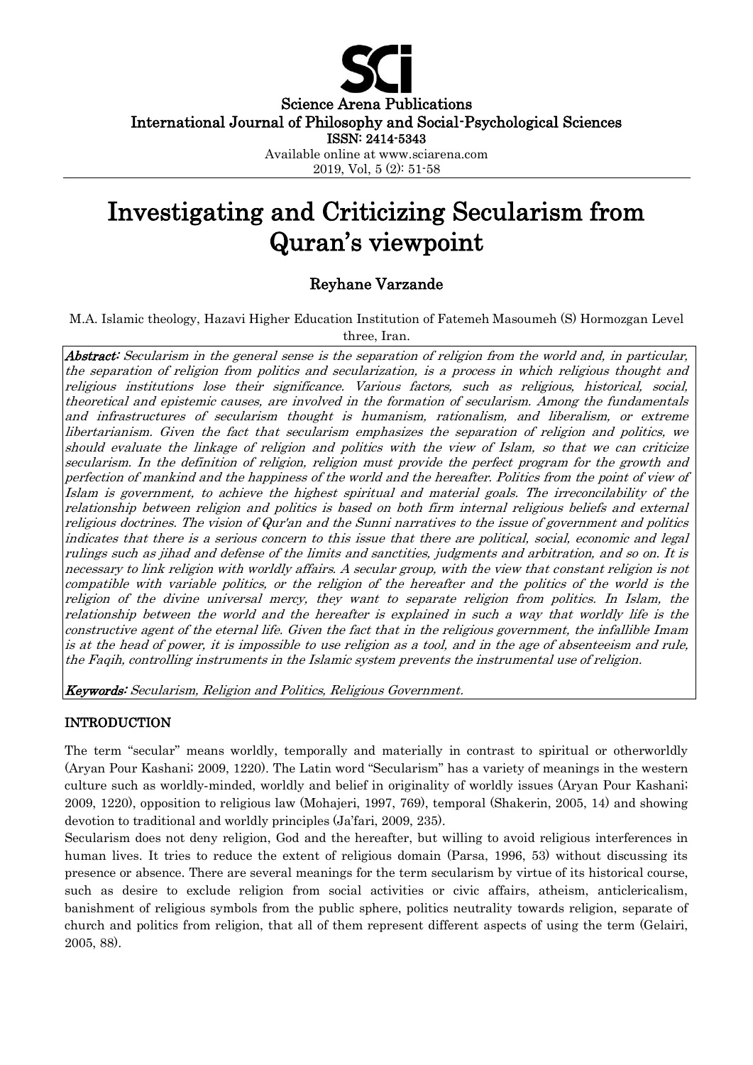Science Arena Publications
International Journal of Philosophy and Social-Psychological Sciences
ISSN: 2414-5343
Available online at www.sciarena.com
2019, Vol, 5 (2): 51-58

# Investigating and Criticizing Secularism from Quran's viewpoint

## Reyhane Varzande

M.A. Islamic theology, Hazavi Higher Education Institution of Fatemeh Masoumeh (S) Hormozgan Level three, Iran.

***Abstract:*** *Secularism in the general sense is the separation of religion from the world and, in particular, the separation of religion from politics and secularization, is a process in which religious thought and religious institutions lose their significance. Various factors, such as religious, historical, social, theoretical and epistemic causes, are involved in the formation of secularism. Among the fundamentals and infrastructures of secularism thought is humanism, rationalism, and liberalism, or extreme libertarianism. Given the fact that secularism emphasizes the separation of religion and politics, we should evaluate the linkage of religion and politics with the view of Islam, so that we can criticize secularism. In the definition of religion, religion must provide the perfect program for the growth and perfection of mankind and the happiness of the world and the hereafter. Politics from the point of view of Islam is government, to achieve the highest spiritual and material goals. The irreconcilability of the relationship between religion and politics is based on both firm internal religious beliefs and external religious doctrines. The vision of Qur'an and the Sunni narratives to the issue of government and politics indicates that there is a serious concern to this issue that there are political, social, economic and legal rulings such as jihad and defense of the limits and sanctities, judgments and arbitration, and so on. It is necessary to link religion with worldly affairs. A secular group, with the view that constant religion is not compatible with variable politics, or the religion of the hereafter and the politics of the world is the religion of the divine universal mercy, they want to separate religion from politics. In Islam, the relationship between the world and the hereafter is explained in such a way that worldly life is the constructive agent of the eternal life. Given the fact that in the religious government, the infallible Imam is at the head of power, it is impossible to use religion as a tool, and in the age of absenteeism and rule, the Faqih, controlling instruments in the Islamic system prevents the instrumental use of religion.*

***Keywords:*** *Secularism, Religion and Politics, Religious Government.*

## INTRODUCTION

The term "secular" means worldly, temporally and materially in contrast to spiritual or otherworldly (Aryan Pour Kashani; 2009, 1220). The Latin word "Secularism" has a variety of meanings in the western culture such as worldly-minded, worldly and belief in originality of worldly issues (Aryan Pour Kashani; 2009, 1220), opposition to religious law (Mohajeri, 1997, 769), temporal (Shakerin, 2005, 14) and showing devotion to traditional and worldly principles (Ja'fari, 2009, 235).

Secularism does not deny religion, God and the hereafter, but willing to avoid religious interferences in human lives. It tries to reduce the extent of religious domain (Parsa, 1996, 53) without discussing its presence or absence. There are several meanings for the term secularism by virtue of its historical course, such as desire to exclude religion from social activities or civic affairs, atheism, anticlericalism, banishment of religious symbols from the public sphere, politics neutrality towards religion, separate of church and politics from religion, that all of them represent different aspects of using the term (Gelairi, 2005, 88).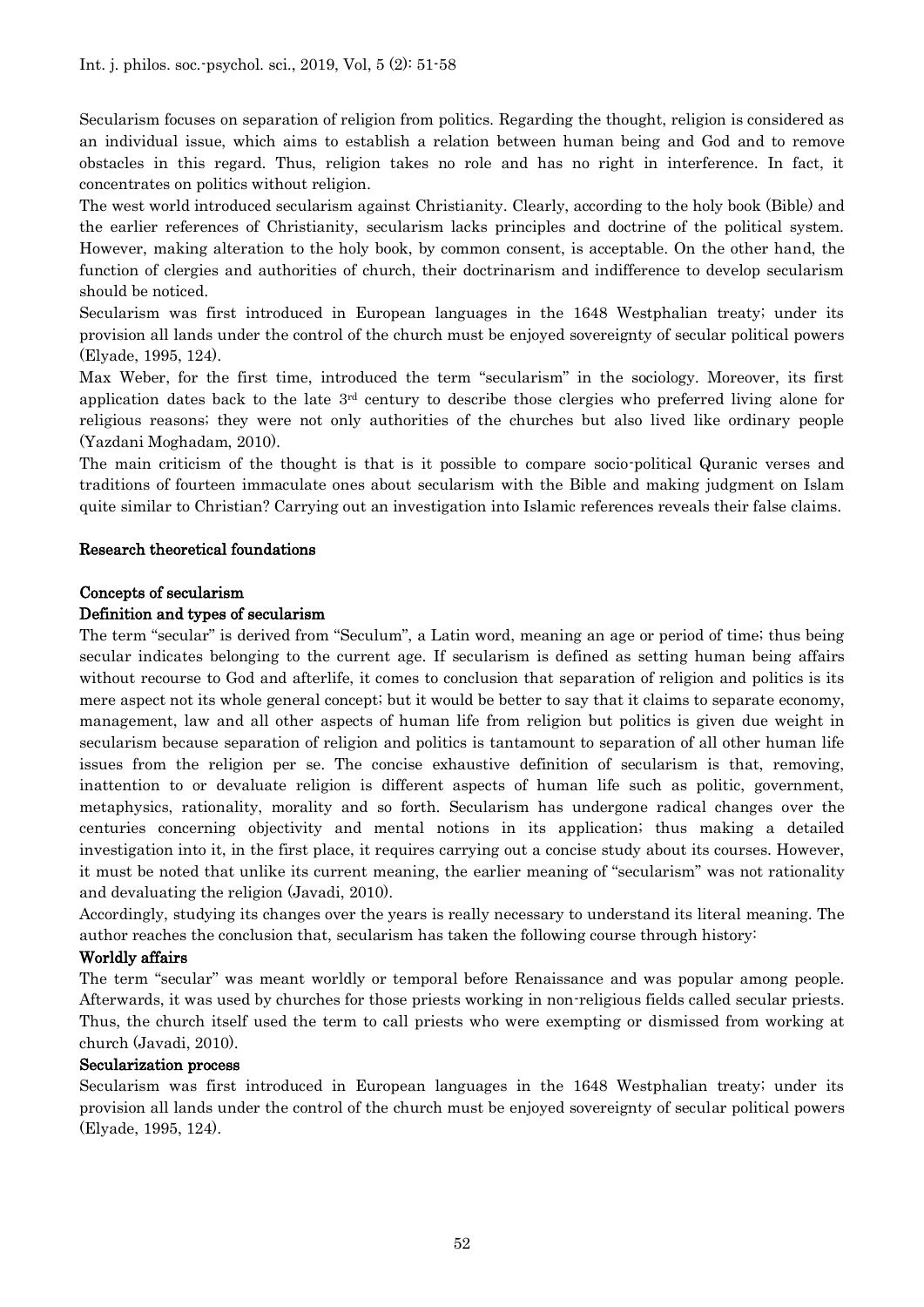Secularism focuses on separation of religion from politics. Regarding the thought, religion is considered as an individual issue, which aims to establish a relation between human being and God and to remove obstacles in this regard. Thus, religion takes no role and has no right in interference. In fact, it concentrates on politics without religion.

The west world introduced secularism against Christianity. Clearly, according to the holy book (Bible) and the earlier references of Christianity, secularism lacks principles and doctrine of the political system. However, making alteration to the holy book, by common consent, is acceptable. On the other hand, the function of clergies and authorities of church, their doctrinarism and indifference to develop secularism should be noticed.

Secularism was first introduced in European languages in the 1648 Westphalian treaty; under its provision all lands under the control of the church must be enjoyed sovereignty of secular political powers (Elyade, 1995, 124).

Max Weber, for the first time, introduced the term "secularism" in the sociology. Moreover, its first application dates back to the late 3rd century to describe those clergies who preferred living alone for religious reasons; they were not only authorities of the churches but also lived like ordinary people (Yazdani Moghadam, 2010).

The main criticism of the thought is that is it possible to compare socio-political Quranic verses and traditions of fourteen immaculate ones about secularism with the Bible and making judgment on Islam quite similar to Christian? Carrying out an investigation into Islamic references reveals their false claims.

## Research theoretical foundations

### Concepts of secularism

#### Definition and types of secularism

The term "secular" is derived from "Seculum", a Latin word, meaning an age or period of time; thus being secular indicates belonging to the current age. If secularism is defined as setting human being affairs without recourse to God and afterlife, it comes to conclusion that separation of religion and politics is its mere aspect not its whole general concept; but it would be better to say that it claims to separate economy, management, law and all other aspects of human life from religion but politics is given due weight in secularism because separation of religion and politics is tantamount to separation of all other human life issues from the religion per se. The concise exhaustive definition of secularism is that, removing, inattention to or devaluate religion is different aspects of human life such as politic, government, metaphysics, rationality, morality and so forth. Secularism has undergone radical changes over the centuries concerning objectivity and mental notions in its application; thus making a detailed investigation into it, in the first place, it requires carrying out a concise study about its courses. However, it must be noted that unlike its current meaning, the earlier meaning of "secularism" was not rationality and devaluating the religion (Javadi, 2010).

Accordingly, studying its changes over the years is really necessary to understand its literal meaning. The author reaches the conclusion that, secularism has taken the following course through history:

#### Worldly affairs

The term "secular" was meant worldly or temporal before Renaissance and was popular among people. Afterwards, it was used by churches for those priests working in non-religious fields called secular priests. Thus, the church itself used the term to call priests who were exempting or dismissed from working at church (Javadi, 2010).

#### Secularization process

Secularism was first introduced in European languages in the 1648 Westphalian treaty; under its provision all lands under the control of the church must be enjoyed sovereignty of secular political powers (Elyade, 1995, 124).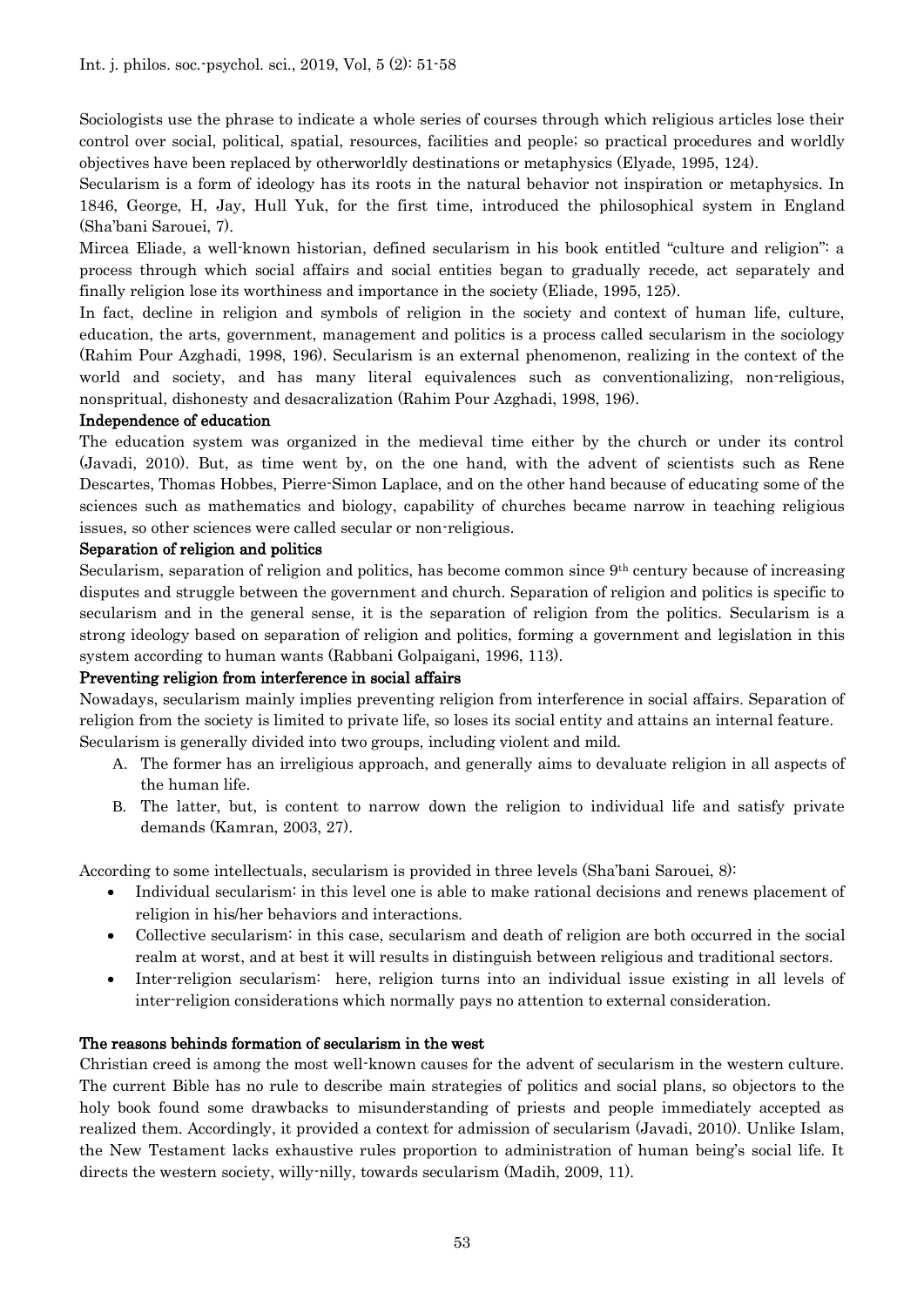Sociologists use the phrase to indicate a whole series of courses through which religious articles lose their control over social, political, spatial, resources, facilities and people; so practical procedures and worldly objectives have been replaced by otherworldly destinations or metaphysics (Elyade, 1995, 124).

Secularism is a form of ideology has its roots in the natural behavior not inspiration or metaphysics. In 1846, George, H, Jay, Hull Yuk, for the first time, introduced the philosophical system in England (Sha'bani Sarouei, 7).

Mircea Eliade, a well-known historian, defined secularism in his book entitled "culture and religion": a process through which social affairs and social entities began to gradually recede, act separately and finally religion lose its worthiness and importance in the society (Eliade, 1995, 125).

In fact, decline in religion and symbols of religion in the society and context of human life, culture, education, the arts, government, management and politics is a process called secularism in the sociology (Rahim Pour Azghadi, 1998, 196). Secularism is an external phenomenon, realizing in the context of the world and society, and has many literal equivalences such as conventionalizing, non-religious, nonspritual, dishonesty and desacralization (Rahim Pour Azghadi, 1998, 196).

### Independence of education

The education system was organized in the medieval time either by the church or under its control (Javadi, 2010). But, as time went by, on the one hand, with the advent of scientists such as Rene Descartes, Thomas Hobbes, Pierre-Simon Laplace, and on the other hand because of educating some of the sciences such as mathematics and biology, capability of churches became narrow in teaching religious issues, so other sciences were called secular or non-religious.

### Separation of religion and politics

Secularism, separation of religion and politics, has become common since 9th century because of increasing disputes and struggle between the government and church. Separation of religion and politics is specific to secularism and in the general sense, it is the separation of religion from the politics. Secularism is a strong ideology based on separation of religion and politics, forming a government and legislation in this system according to human wants (Rabbani Golpaigani, 1996, 113).

### Preventing religion from interference in social affairs

Nowadays, secularism mainly implies preventing religion from interference in social affairs. Separation of religion from the society is limited to private life, so loses its social entity and attains an internal feature. Secularism is generally divided into two groups, including violent and mild.

A. The former has an irreligious approach, and generally aims to devaluate religion in all aspects of the human life.
B. The latter, but, is content to narrow down the religion to individual life and satisfy private demands (Kamran, 2003, 27).

According to some intellectuals, secularism is provided in three levels (Sha'bani Sarouei, 8):

- Individual secularism: in this level one is able to make rational decisions and renews placement of religion in his/her behaviors and interactions.
- Collective secularism: in this case, secularism and death of religion are both occurred in the social realm at worst, and at best it will results in distinguish between religious and traditional sectors.
- Inter-religion secularism: here, religion turns into an individual issue existing in all levels of inter-religion considerations which normally pays no attention to external consideration.

### The reasons behinds formation of secularism in the west

Christian creed is among the most well-known causes for the advent of secularism in the western culture. The current Bible has no rule to describe main strategies of politics and social plans, so objectors to the holy book found some drawbacks to misunderstanding of priests and people immediately accepted as realized them. Accordingly, it provided a context for admission of secularism (Javadi, 2010). Unlike Islam, the New Testament lacks exhaustive rules proportion to administration of human being's social life. It directs the western society, willy-nilly, towards secularism (Madih, 2009, 11).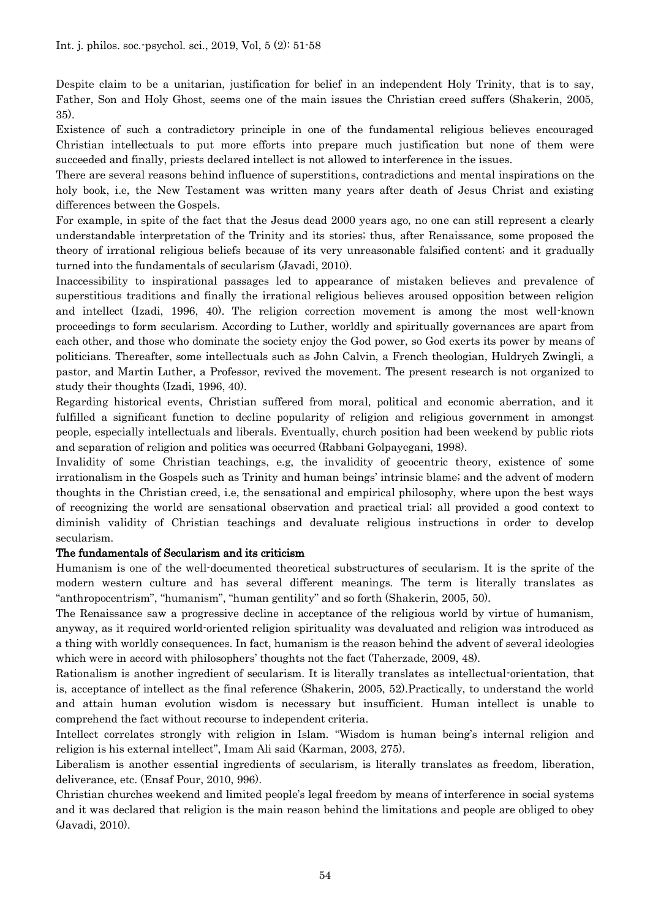Despite claim to be a unitarian, justification for belief in an independent Holy Trinity, that is to say, Father, Son and Holy Ghost, seems one of the main issues the Christian creed suffers (Shakerin, 2005, 35).

Existence of such a contradictory principle in one of the fundamental religious believes encouraged Christian intellectuals to put more efforts into prepare much justification but none of them were succeeded and finally, priests declared intellect is not allowed to interference in the issues.

There are several reasons behind influence of superstitions, contradictions and mental inspirations on the holy book, i.e, the New Testament was written many years after death of Jesus Christ and existing differences between the Gospels.

For example, in spite of the fact that the Jesus dead 2000 years ago, no one can still represent a clearly understandable interpretation of the Trinity and its stories; thus, after Renaissance, some proposed the theory of irrational religious beliefs because of its very unreasonable falsified content; and it gradually turned into the fundamentals of secularism (Javadi, 2010).

Inaccessibility to inspirational passages led to appearance of mistaken believes and prevalence of superstitious traditions and finally the irrational religious believes aroused opposition between religion and intellect (Izadi, 1996, 40). The religion correction movement is among the most well-known proceedings to form secularism. According to Luther, worldly and spiritually governances are apart from each other, and those who dominate the society enjoy the God power, so God exerts its power by means of politicians. Thereafter, some intellectuals such as John Calvin, a French theologian, Huldrych Zwingli, a pastor, and Martin Luther, a Professor, revived the movement. The present research is not organized to study their thoughts (Izadi, 1996, 40).

Regarding historical events, Christian suffered from moral, political and economic aberration, and it fulfilled a significant function to decline popularity of religion and religious government in amongst people, especially intellectuals and liberals. Eventually, church position had been weekend by public riots and separation of religion and politics was occurred (Rabbani Golpayegani, 1998).

Invalidity of some Christian teachings, e.g, the invalidity of geocentric theory, existence of some irrationalism in the Gospels such as Trinity and human beings' intrinsic blame; and the advent of modern thoughts in the Christian creed, i.e, the sensational and empirical philosophy, where upon the best ways of recognizing the world are sensational observation and practical trial; all provided a good context to diminish validity of Christian teachings and devaluate religious instructions in order to develop secularism.

## The fundamentals of Secularism and its criticism

Humanism is one of the well-documented theoretical substructures of secularism. It is the sprite of the modern western culture and has several different meanings. The term is literally translates as "anthropocentrism", "humanism", "human gentility" and so forth (Shakerin, 2005, 50).

The Renaissance saw a progressive decline in acceptance of the religious world by virtue of humanism, anyway, as it required world-oriented religion spirituality was devaluated and religion was introduced as a thing with worldly consequences. In fact, humanism is the reason behind the advent of several ideologies which were in accord with philosophers' thoughts not the fact (Taherzade, 2009, 48).

Rationalism is another ingredient of secularism. It is literally translates as intellectual-orientation, that is, acceptance of intellect as the final reference (Shakerin, 2005, 52).Practically, to understand the world and attain human evolution wisdom is necessary but insufficient. Human intellect is unable to comprehend the fact without recourse to independent criteria.

Intellect correlates strongly with religion in Islam. "Wisdom is human being's internal religion and religion is his external intellect", Imam Ali said (Karman, 2003, 275).

Liberalism is another essential ingredients of secularism, is literally translates as freedom, liberation, deliverance, etc. (Ensaf Pour, 2010, 996).

Christian churches weekend and limited people's legal freedom by means of interference in social systems and it was declared that religion is the main reason behind the limitations and people are obliged to obey (Javadi, 2010).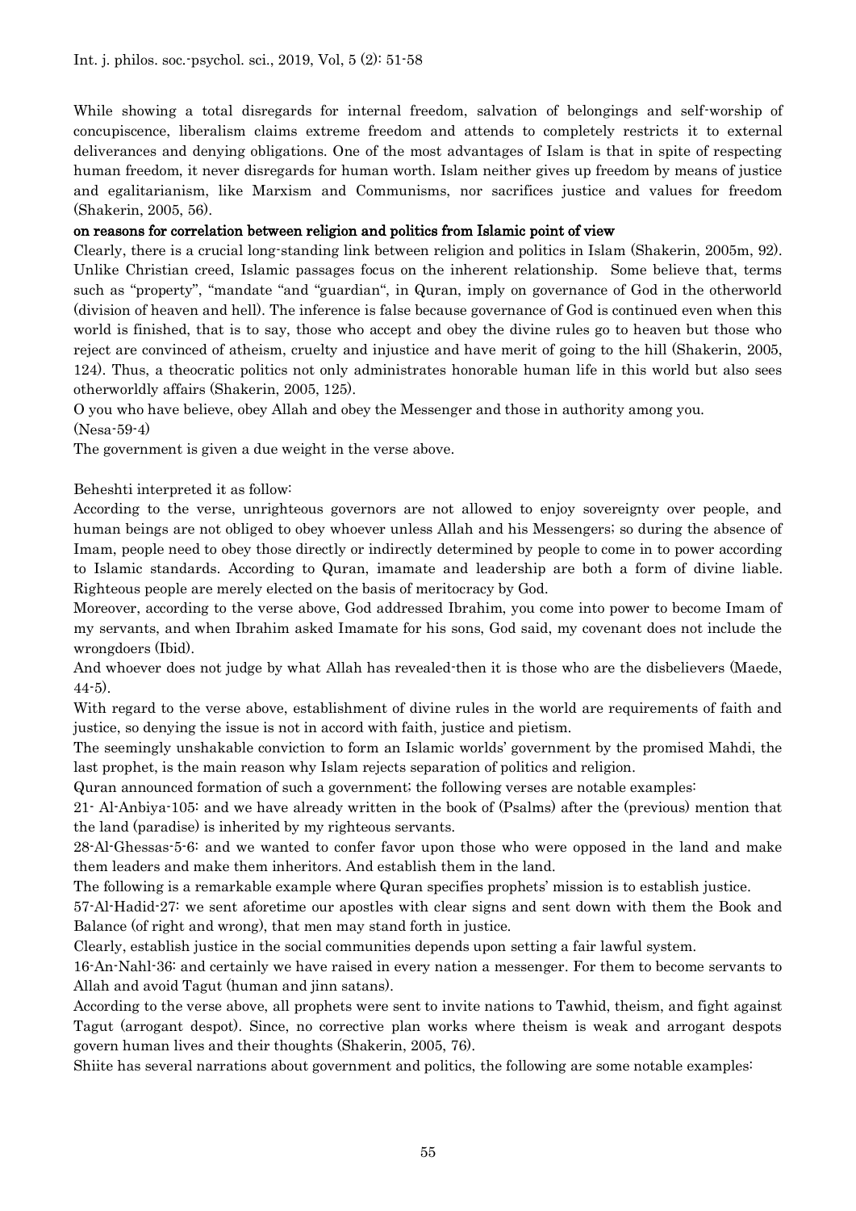While showing a total disregards for internal freedom, salvation of belongings and self-worship of concupiscence, liberalism claims extreme freedom and attends to completely restricts it to external deliverances and denying obligations. One of the most advantages of Islam is that in spite of respecting human freedom, it never disregards for human worth. Islam neither gives up freedom by means of justice and egalitarianism, like Marxism and Communisms, nor sacrifices justice and values for freedom (Shakerin, 2005, 56).

### on reasons for correlation between religion and politics from Islamic point of view

Clearly, there is a crucial long-standing link between religion and politics in Islam (Shakerin, 2005m, 92). Unlike Christian creed, Islamic passages focus on the inherent relationship. Some believe that, terms such as "property", "mandate "and "guardian", in Quran, imply on governance of God in the otherworld (division of heaven and hell). The inference is false because governance of God is continued even when this world is finished, that is to say, those who accept and obey the divine rules go to heaven but those who reject are convinced of atheism, cruelty and injustice and have merit of going to the hill (Shakerin, 2005, 124). Thus, a theocratic politics not only administrates honorable human life in this world but also sees otherworldly affairs (Shakerin, 2005, 125).

O you who have believe, obey Allah and obey the Messenger and those in authority among you.
(Nesa-59-4)

The government is given a due weight in the verse above.

Beheshti interpreted it as follow:

According to the verse, unrighteous governors are not allowed to enjoy sovereignty over people, and human beings are not obliged to obey whoever unless Allah and his Messengers; so during the absence of Imam, people need to obey those directly or indirectly determined by people to come in to power according to Islamic standards. According to Quran, imamate and leadership are both a form of divine liable. Righteous people are merely elected on the basis of meritocracy by God.

Moreover, according to the verse above, God addressed Ibrahim, you come into power to become Imam of my servants, and when Ibrahim asked Imamate for his sons, God said, my covenant does not include the wrongdoers (Ibid).

And whoever does not judge by what Allah has revealed-then it is those who are the disbelievers (Maede, 44-5).

With regard to the verse above, establishment of divine rules in the world are requirements of faith and justice, so denying the issue is not in accord with faith, justice and pietism.

The seemingly unshakable conviction to form an Islamic worlds' government by the promised Mahdi, the last prophet, is the main reason why Islam rejects separation of politics and religion.

Quran announced formation of such a government; the following verses are notable examples:

21- Al-Anbiya-105: and we have already written in the book of (Psalms) after the (previous) mention that the land (paradise) is inherited by my righteous servants.

28-Al-Ghessas-5-6: and we wanted to confer favor upon those who were opposed in the land and make them leaders and make them inheritors. And establish them in the land.

The following is a remarkable example where Quran specifies prophets' mission is to establish justice.

57-Al-Hadid-27: we sent aforetime our apostles with clear signs and sent down with them the Book and Balance (of right and wrong), that men may stand forth in justice.

Clearly, establish justice in the social communities depends upon setting a fair lawful system.

16-An-Nahl-36: and certainly we have raised in every nation a messenger. For them to become servants to Allah and avoid Tagut (human and jinn satans).

According to the verse above, all prophets were sent to invite nations to Tawhid, theism, and fight against Tagut (arrogant despot). Since, no corrective plan works where theism is weak and arrogant despots govern human lives and their thoughts (Shakerin, 2005, 76).

Shiite has several narrations about government and politics, the following are some notable examples: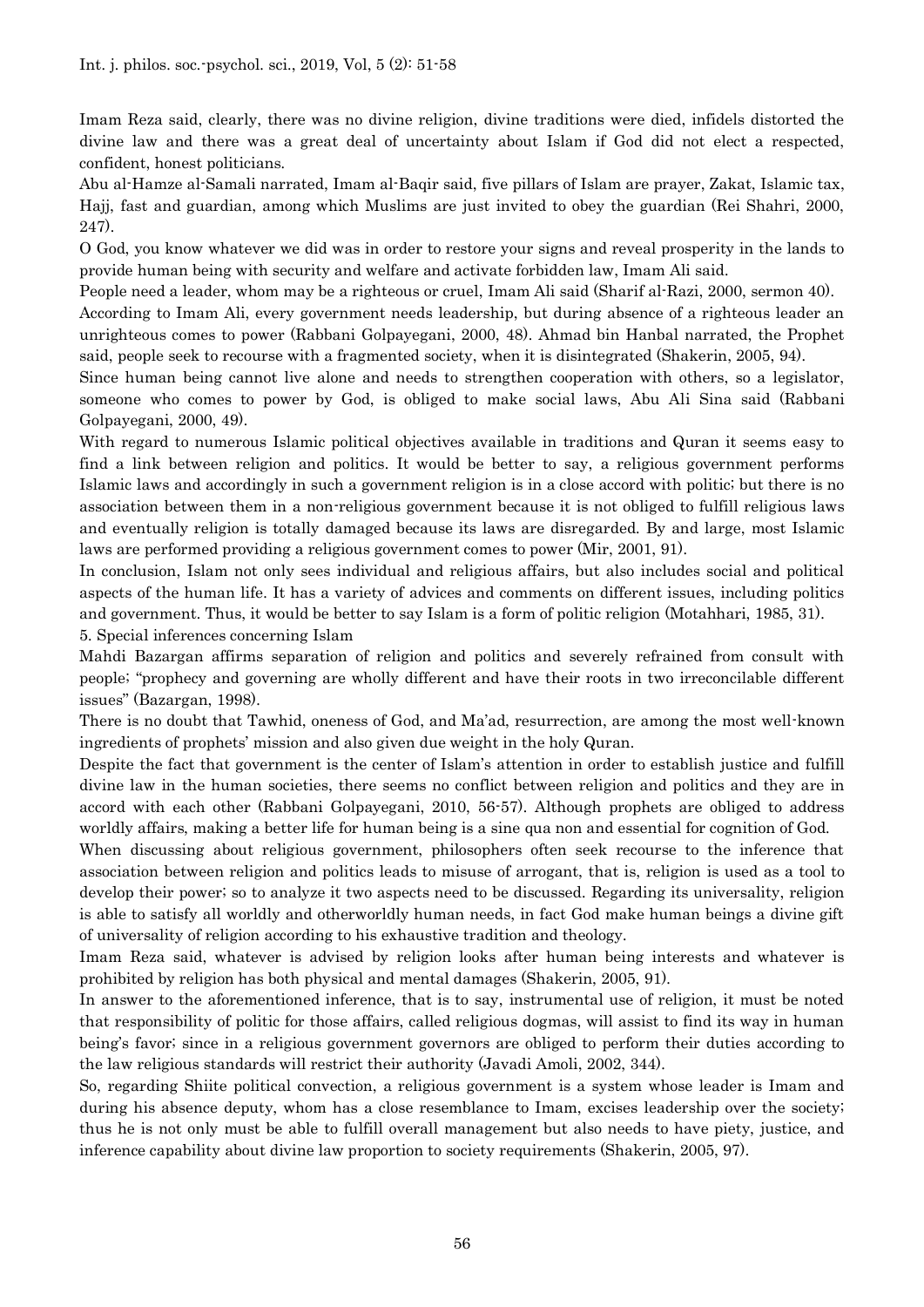Imam Reza said, clearly, there was no divine religion, divine traditions were died, infidels distorted the divine law and there was a great deal of uncertainty about Islam if God did not elect a respected, confident, honest politicians.

Abu al-Hamze al-Samali narrated, Imam al-Baqir said, five pillars of Islam are prayer, Zakat, Islamic tax, Hajj, fast and guardian, among which Muslims are just invited to obey the guardian (Rei Shahri, 2000, 247).

O God, you know whatever we did was in order to restore your signs and reveal prosperity in the lands to provide human being with security and welfare and activate forbidden law, Imam Ali said.

People need a leader, whom may be a righteous or cruel, Imam Ali said (Sharif al-Razi, 2000, sermon 40).

According to Imam Ali, every government needs leadership, but during absence of a righteous leader an unrighteous comes to power (Rabbani Golpayegani, 2000, 48). Ahmad bin Hanbal narrated, the Prophet said, people seek to recourse with a fragmented society, when it is disintegrated (Shakerin, 2005, 94).

Since human being cannot live alone and needs to strengthen cooperation with others, so a legislator, someone who comes to power by God, is obliged to make social laws, Abu Ali Sina said (Rabbani Golpayegani, 2000, 49).

With regard to numerous Islamic political objectives available in traditions and Quran it seems easy to find a link between religion and politics. It would be better to say, a religious government performs Islamic laws and accordingly in such a government religion is in a close accord with politic; but there is no association between them in a non-religious government because it is not obliged to fulfill religious laws and eventually religion is totally damaged because its laws are disregarded. By and large, most Islamic laws are performed providing a religious government comes to power (Mir, 2001, 91).

In conclusion, Islam not only sees individual and religious affairs, but also includes social and political aspects of the human life. It has a variety of advices and comments on different issues, including politics and government. Thus, it would be better to say Islam is a form of politic religion (Motahhari, 1985, 31).

## 5. Special inferences concerning Islam

Mahdi Bazargan affirms separation of religion and politics and severely refrained from consult with people; "prophecy and governing are wholly different and have their roots in two irreconcilable different issues" (Bazargan, 1998).

There is no doubt that Tawhid, oneness of God, and Ma'ad, resurrection, are among the most well-known ingredients of prophets' mission and also given due weight in the holy Quran.

Despite the fact that government is the center of Islam's attention in order to establish justice and fulfill divine law in the human societies, there seems no conflict between religion and politics and they are in accord with each other (Rabbani Golpayegani, 2010, 56-57). Although prophets are obliged to address worldly affairs, making a better life for human being is a sine qua non and essential for cognition of God.

When discussing about religious government, philosophers often seek recourse to the inference that association between religion and politics leads to misuse of arrogant, that is, religion is used as a tool to develop their power; so to analyze it two aspects need to be discussed. Regarding its universality, religion is able to satisfy all worldly and otherworldly human needs, in fact God make human beings a divine gift of universality of religion according to his exhaustive tradition and theology.

Imam Reza said, whatever is advised by religion looks after human being interests and whatever is prohibited by religion has both physical and mental damages (Shakerin, 2005, 91).

In answer to the aforementioned inference, that is to say, instrumental use of religion, it must be noted that responsibility of politic for those affairs, called religious dogmas, will assist to find its way in human being's favor; since in a religious government governors are obliged to perform their duties according to the law religious standards will restrict their authority (Javadi Amoli, 2002, 344).

So, regarding Shiite political convection, a religious government is a system whose leader is Imam and during his absence deputy, whom has a close resemblance to Imam, excises leadership over the society; thus he is not only must be able to fulfill overall management but also needs to have piety, justice, and inference capability about divine law proportion to society requirements (Shakerin, 2005, 97).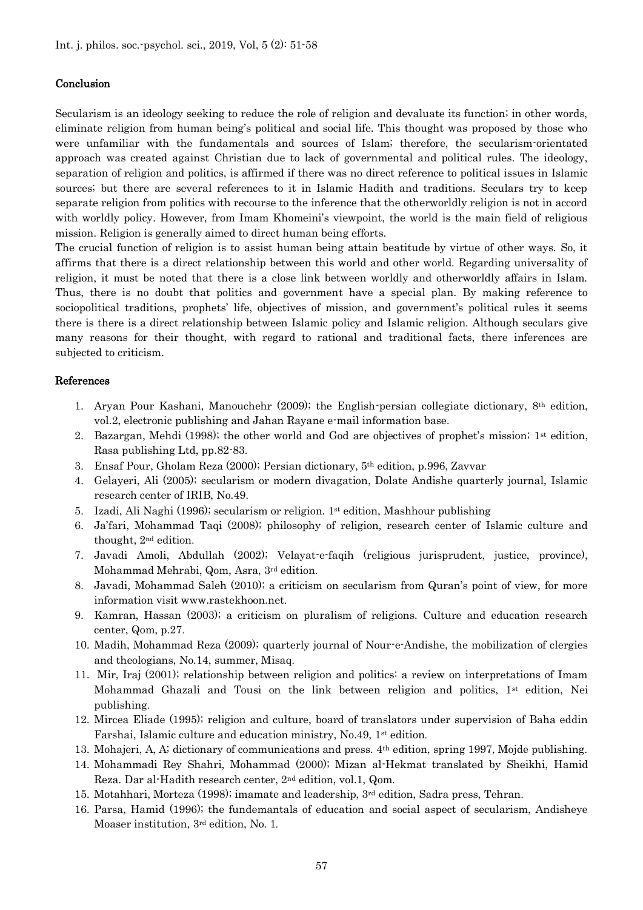## Conclusion

Secularism is an ideology seeking to reduce the role of religion and devaluate its function; in other words, eliminate religion from human being's political and social life. This thought was proposed by those who were unfamiliar with the fundamentals and sources of Islam; therefore, the secularism-orientated approach was created against Christian due to lack of governmental and political rules. The ideology, separation of religion and politics, is affirmed if there was no direct reference to political issues in Islamic sources; but there are several references to it in Islamic Hadith and traditions. Seculars try to keep separate religion from politics with recourse to the inference that the otherworldly religion is not in accord with worldly policy. However, from Imam Khomeini's viewpoint, the world is the main field of religious mission. Religion is generally aimed to direct human being efforts.

The crucial function of religion is to assist human being attain beatitude by virtue of other ways. So, it affirms that there is a direct relationship between this world and other world. Regarding universality of religion, it must be noted that there is a close link between worldly and otherworldly affairs in Islam. Thus, there is no doubt that politics and government have a special plan. By making reference to sociopolitical traditions, prophets' life, objectives of mission, and government's political rules it seems there is there is a direct relationship between Islamic policy and Islamic religion. Although seculars give many reasons for their thought, with regard to rational and traditional facts, there inferences are subjected to criticism.

## References

1. Aryan Pour Kashani, Manouchehr (2009); the English-persian collegiate dictionary, 8th edition, vol.2, electronic publishing and Jahan Rayane e-mail information base.
2. Bazargan, Mehdi (1998); the other world and God are objectives of prophet's mission; 1st edition, Rasa publishing Ltd, pp.82-83.
3. Ensaf Pour, Gholam Reza (2000); Persian dictionary, 5th edition, p.996, Zavvar
4. Gelayeri, Ali (2005); secularism or modern divagation, Dolate Andishe quarterly journal, Islamic research center of IRIB, No.49.
5. Izadi, Ali Naghi (1996); secularism or religion. 1st edition, Mashhour publishing
6. Ja'fari, Mohammad Taqi (2008); philosophy of religion, research center of Islamic culture and thought, 2nd edition.
7. Javadi Amoli, Abdullah (2002); Velayat-e-faqih (religious jurisprudent, justice, province), Mohammad Mehrabi, Qom, Asra, 3rd edition.
8. Javadi, Mohammad Saleh (2010); a criticism on secularism from Quran's point of view, for more information visit www.rastekhoon.net.
9. Kamran, Hassan (2003); a criticism on pluralism of religions. Culture and education research center, Qom, p.27.
10. Madih, Mohammad Reza (2009); quarterly journal of Nour-e-Andishe, the mobilization of clergies and theologians, No.14, summer, Misaq.
11. Mir, Iraj (2001); relationship between religion and politics: a review on interpretations of Imam Mohammad Ghazali and Tousi on the link between religion and politics, 1st edition, Nei publishing.
12. Mircea Eliade (1995); religion and culture, board of translators under supervision of Baha eddin Farshai, Islamic culture and education ministry, No.49, 1st edition.
13. Mohajeri, A, A; dictionary of communications and press. 4th edition, spring 1997, Mojde publishing.
14. Mohammadi Rey Shahri, Mohammad (2000); Mizan al-Hekmat translated by Sheikhi, Hamid Reza. Dar al-Hadith research center, 2nd edition, vol.1, Qom.
15. Motahhari, Morteza (1998); imamate and leadership, 3rd edition, Sadra press, Tehran.
16. Parsa, Hamid (1996); the fundemantals of education and social aspect of secularism, Andisheye Moaser institution, 3rd edition, No. 1.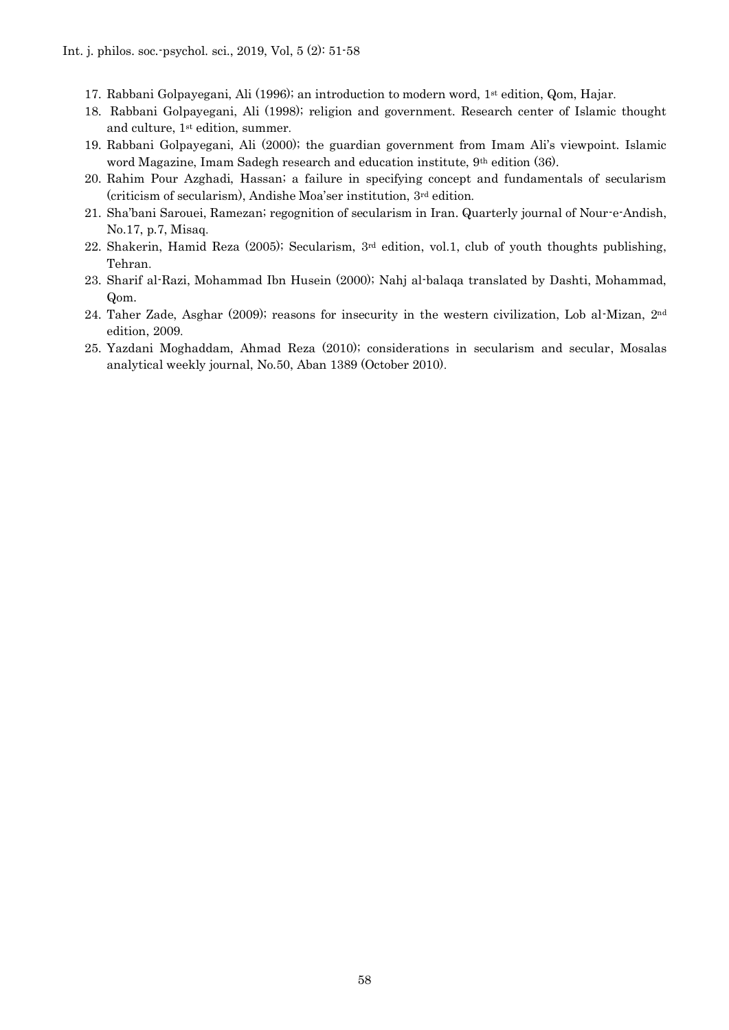17. Rabbani Golpayegani, Ali (1996); an introduction to modern word, 1st edition, Qom, Hajar.
18. Rabbani Golpayegani, Ali (1998); religion and government. Research center of Islamic thought and culture, 1st edition, summer.
19. Rabbani Golpayegani, Ali (2000); the guardian government from Imam Ali's viewpoint. Islamic word Magazine, Imam Sadegh research and education institute, 9th edition (36).
20. Rahim Pour Azghadi, Hassan; a failure in specifying concept and fundamentals of secularism (criticism of secularism), Andishe Moa'ser institution, 3rd edition.
21. Sha'bani Sarouei, Ramezan; regognition of secularism in Iran. Quarterly journal of Nour-e-Andish, No.17, p.7, Misaq.
22. Shakerin, Hamid Reza (2005); Secularism, 3rd edition, vol.1, club of youth thoughts publishing, Tehran.
23. Sharif al-Razi, Mohammad Ibn Husein (2000); Nahj al-balaqa translated by Dashti, Mohammad, Qom.
24. Taher Zade, Asghar (2009); reasons for insecurity in the western civilization, Lob al-Mizan, 2nd edition, 2009.
25. Yazdani Moghaddam, Ahmad Reza (2010); considerations in secularism and secular, Mosalas analytical weekly journal, No.50, Aban 1389 (October 2010).